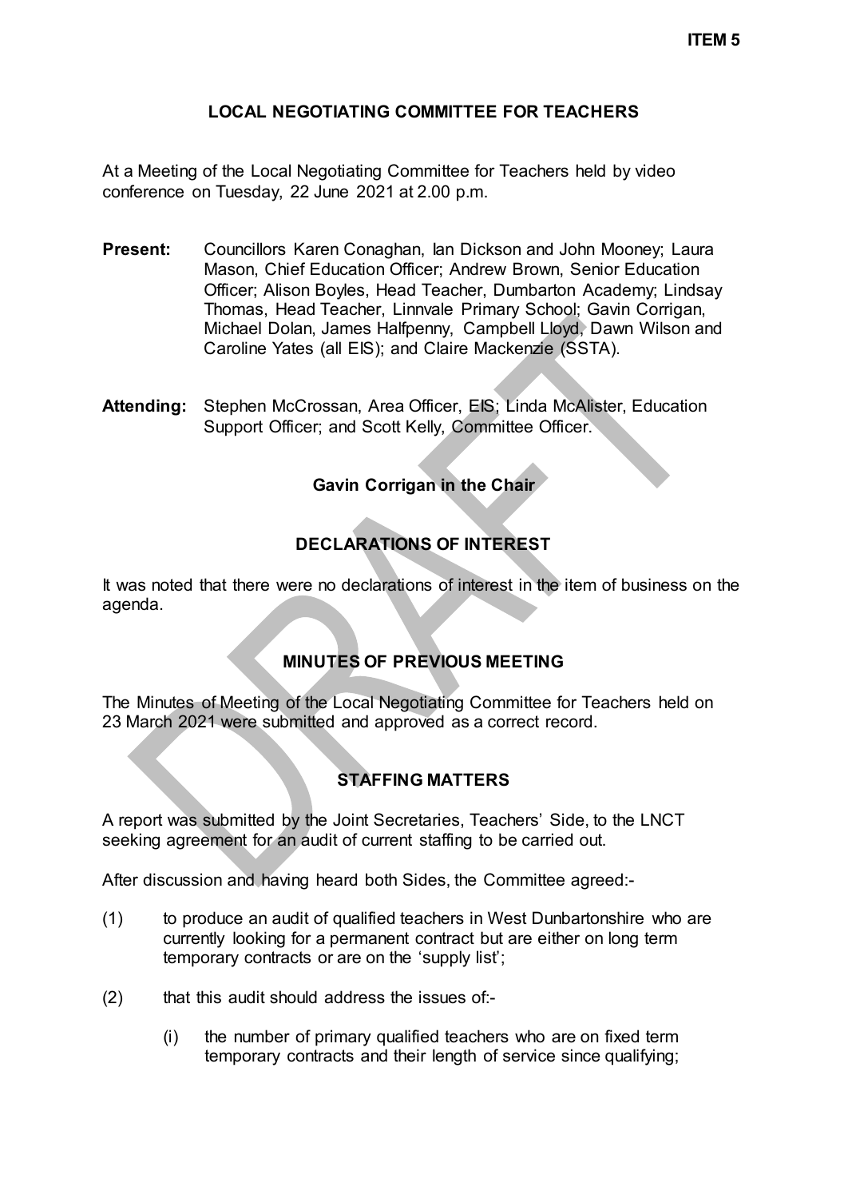**ITEM 5**

# LOCAL NEGOTIATING COMMITTEE FOR TEACHERS

At a Meeting of the Local Negotiating Committee for Teachers held by video conference on Tuesday, 22 June 2021 at 2.00 p.m.

**Present:** Councillors Karen Conaghan, Ian Dickson and John Mooney; Laura Mason, Chief Education Officer; Andrew Brown, Senior Education Officer; Alison Boyles, Head Teacher, Dumbarton Academy; Lindsay Thomas, Head Teacher, Linnvale Primary School; Gavin Corrigan, Michael Dolan, James Halfpenny, Campbell Lloyd, Dawn Wilson and Caroline Yates (all EIS); and Claire Mackenzie (SSTA).

**Attending:** Stephen McCrossan, Area Officer, EIS; Linda McAlister, Education Support Officer; and Scott Kelly, Committee Officer.

**Gavin Corrigan in the Chair**

## DECLARATIONS OF INTEREST

It was noted that there were no declarations of interest in the item of business on the agenda.

## MINUTES OF PREVIOUS MEETING

The Minutes of Meeting of the Local Negotiating Committee for Teachers held on 23 March 2021 were submitted and approved as a correct record.

## STAFFING MATTERS

A report was submitted by the Joint Secretaries, Teachers' Side, to the LNCT seeking agreement for an audit of current staffing to be carried out.

After discussion and having heard both Sides, the Committee agreed:-

(1) to produce an audit of qualified teachers in West Dunbartonshire who are currently looking for a permanent contract but are either on long term temporary contracts or are on the 'supply list';

(2) that this audit should address the issues of:-

(i) the number of primary qualified teachers who are on fixed term temporary contracts and their length of service since qualifying;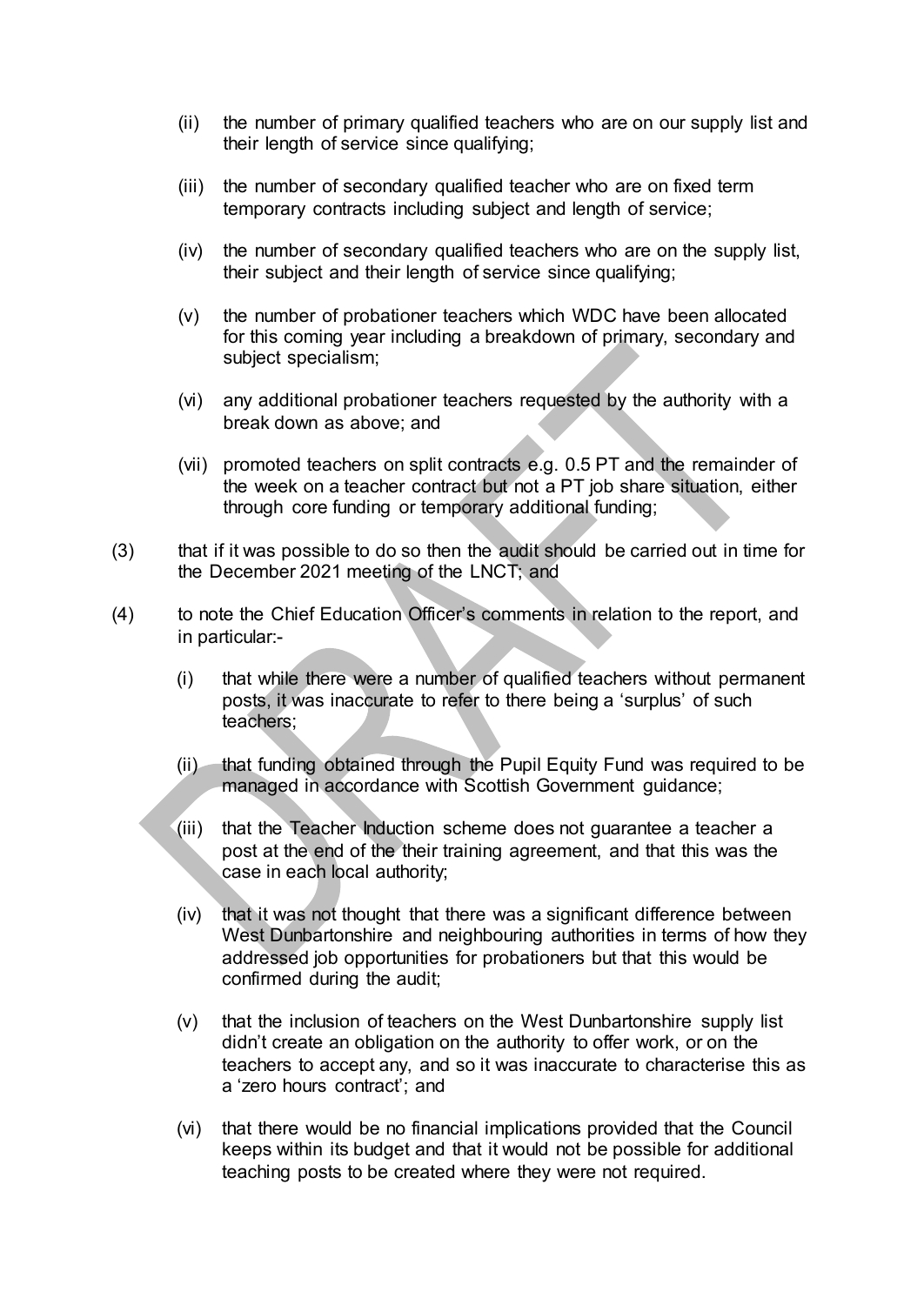(ii) the number of primary qualified teachers who are on our supply list and their length of service since qualifying;

(iii) the number of secondary qualified teacher who are on fixed term temporary contracts including subject and length of service;

(iv) the number of secondary qualified teachers who are on the supply list, their subject and their length of service since qualifying;

(v) the number of probationer teachers which WDC have been allocated for this coming year including a breakdown of primary, secondary and subject specialism;

(vi) any additional probationer teachers requested by the authority with a break down as above; and

(vii) promoted teachers on split contracts e.g. 0.5 PT and the remainder of the week on a teacher contract but not a PT job share situation, either through core funding or temporary additional funding;

(3) that if it was possible to do so then the audit should be carried out in time for the December 2021 meeting of the LNCT; and

(4) to note the Chief Education Officer's comments in relation to the report, and in particular:-

(i) that while there were a number of qualified teachers without permanent posts, it was inaccurate to refer to there being a 'surplus' of such teachers;

(ii) that funding obtained through the Pupil Equity Fund was required to be managed in accordance with Scottish Government guidance;

(iii) that the Teacher Induction scheme does not guarantee a teacher a post at the end of the their training agreement, and that this was the case in each local authority;

(iv) that it was not thought that there was a significant difference between West Dunbartonshire and neighbouring authorities in terms of how they addressed job opportunities for probationers but that this would be confirmed during the audit;

(v) that the inclusion of teachers on the West Dunbartonshire supply list didn't create an obligation on the authority to offer work, or on the teachers to accept any, and so it was inaccurate to characterise this as a 'zero hours contract'; and

(vi) that there would be no financial implications provided that the Council keeps within its budget and that it would not be possible for additional teaching posts to be created where they were not required.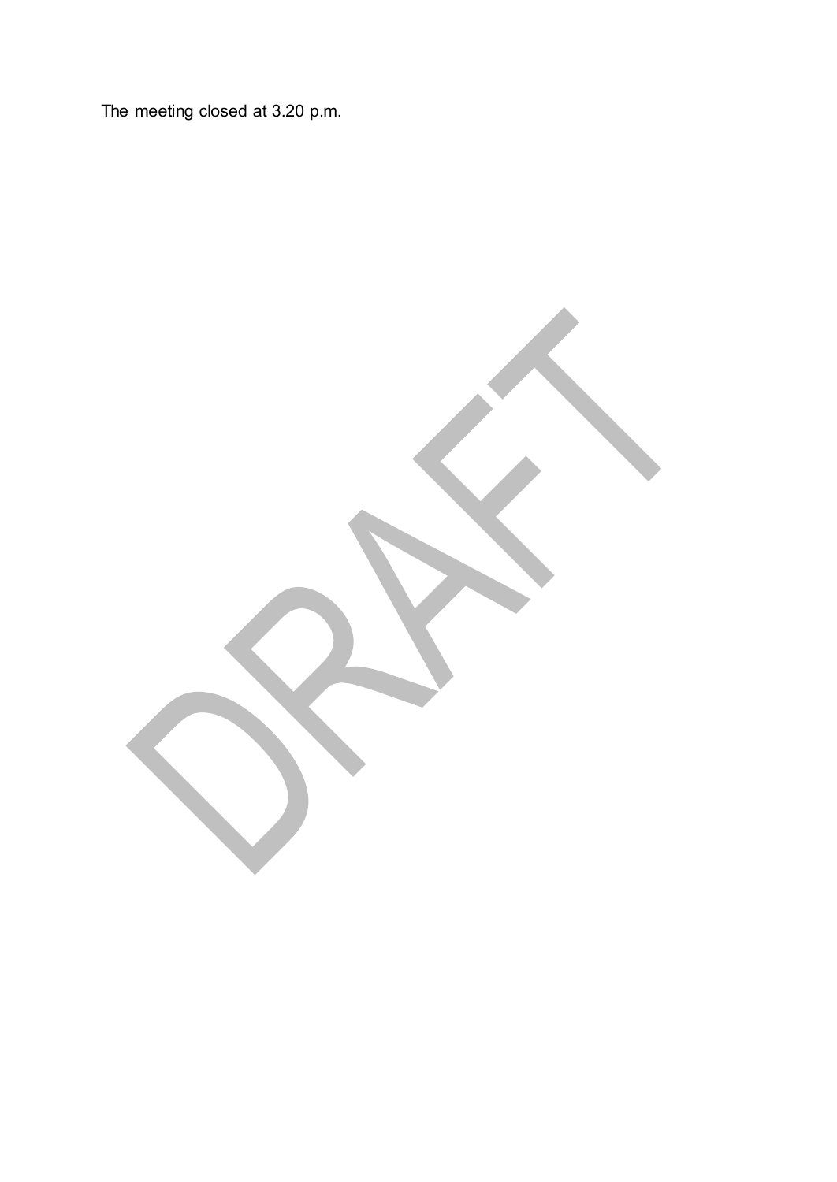The meeting closed at 3.20 p.m.